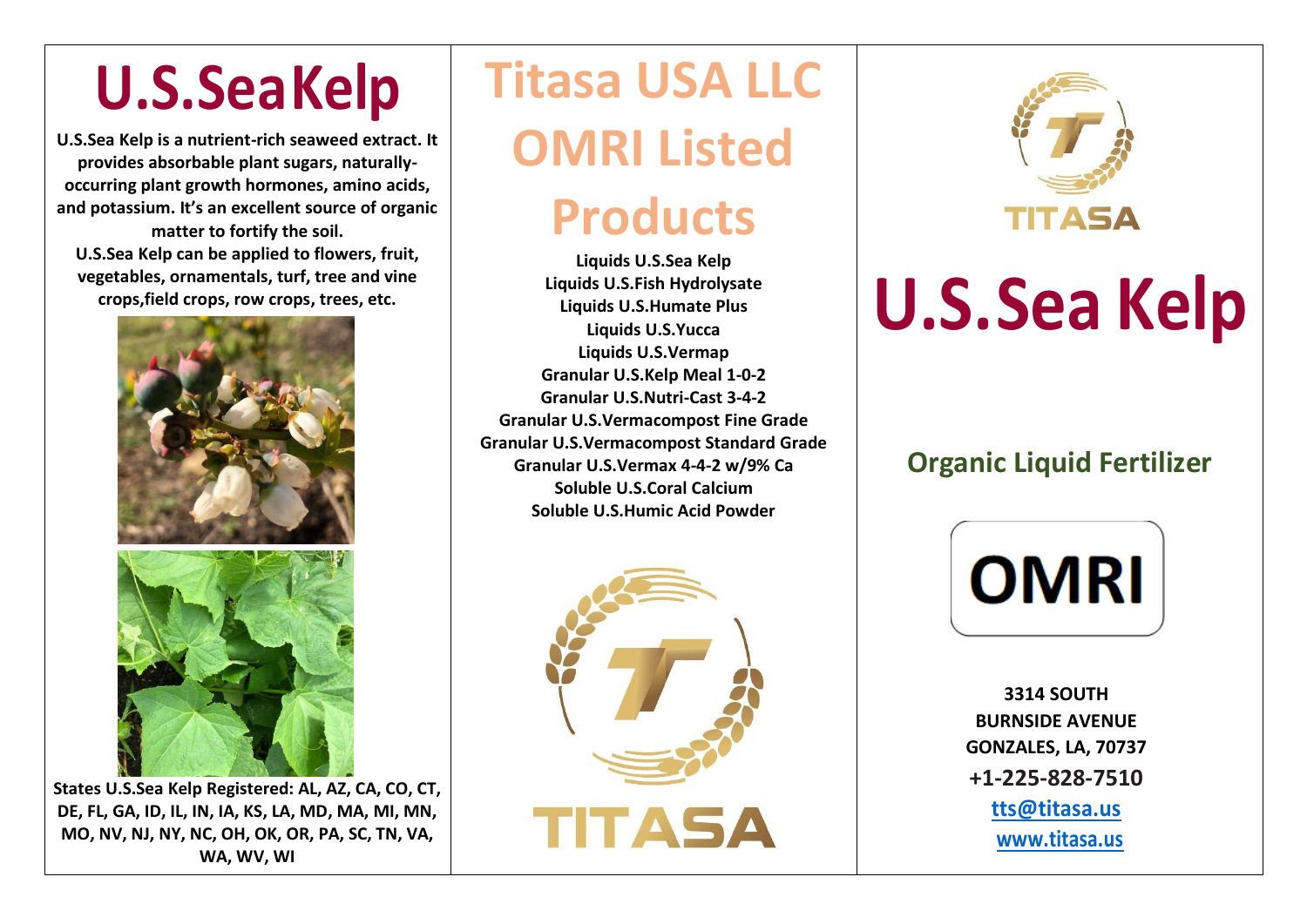# U.S.SeaKelp

**U.S.Sea Kelp is a nutrient-rich seaweed extract. It provides absorbable plant sugars, naturally-occurring plant growth hormones, amino acids, and potassium. It's an excellent source of organic matter to fortify the soil.**

**U.S.Sea Kelp can be applied to flowers, fruit, vegetables, ornamentals, turf, tree and vine crops,field crops, row crops, trees, etc.**

**States U.S.Sea Kelp Registered: AL, AZ, CA, CO, CT, DE, FL, GA, ID, IL, IN, IA, KS, LA, MD, MA, MI, MN, MO, NV, NJ, NY, NC, OH, OK, OR, PA, SC, TN, VA, WA, WV, WI**

# Titasa USA LLC OMRI Listed Products

**Liquids U.S.Sea Kelp**
**Liquids U.S.Fish Hydrolysate**
**Liquids U.S.Humate Plus**
**Liquids U.S.Yucca**
**Liquids U.S.Vermap**
**Granular U.S.Kelp Meal 1-0-2**
**Granular U.S.Nutri-Cast 3-4-2**
**Granular U.S.Vermacompost Fine Grade**
**Granular U.S.Vermacompost Standard Grade**
**Granular U.S.Vermax 4-4-2 w/9% Ca**
**Soluble U.S.Coral Calcium**
**Soluble U.S.Humic Acid Powder**

TITASA

TITASA

# U.S.Sea Kelp

## Organic Liquid Fertilizer

OMRI

**3314 SOUTH BURNSIDE AVENUE**
**GONZALES, LA, 70737**
**+1-225-828-7510**
**tts@titasa.us**
**www.titasa.us**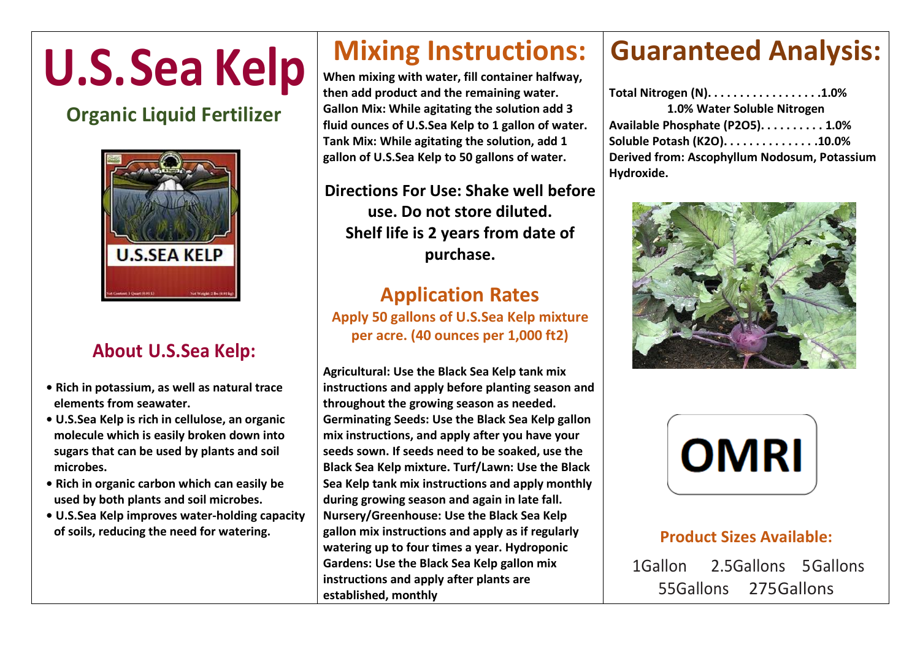# U.S.Sea Kelp

## Organic Liquid Fertilizer

### About U.S.Sea Kelp:

- Rich in potassium, as well as natural trace elements from seawater.
- U.S.Sea Kelp is rich in cellulose, an organic molecule which is easily broken down into sugars that can be used by plants and soil microbes.
- Rich in organic carbon which can easily be used by both plants and soil microbes.
- U.S.Sea Kelp improves water-holding capacity of soils, reducing the need for watering.

# Mixing Instructions:

**When mixing with water, fill container halfway, then add product and the remaining water. Gallon Mix: While agitating the solution add 3 fluid ounces of U.S.Sea Kelp to 1 gallon of water. Tank Mix: While agitating the solution, add 1 gallon of U.S.Sea Kelp to 50 gallons of water.**

**Directions For Use: Shake well before use. Do not store diluted. Shelf life is 2 years from date of purchase.**

## Application Rates

**Apply 50 gallons of U.S.Sea Kelp mixture per acre. (40 ounces per 1,000 ft2)**

**Agricultural: Use the Black Sea Kelp tank mix instructions and apply before planting season and throughout the growing season as needed. Germinating Seeds: Use the Black Sea Kelp gallon mix instructions, and apply after you have your seeds sown. If seeds need to be soaked, use the Black Sea Kelp mixture. Turf/Lawn: Use the Black Sea Kelp tank mix instructions and apply monthly during growing season and again in late fall. Nursery/Greenhouse: Use the Black Sea Kelp gallon mix instructions and apply as if regularly watering up to four times a year. Hydroponic Gardens: Use the Black Sea Kelp gallon mix instructions and apply after plants are established, monthly**

# Guaranteed Analysis:

**Total Nitrogen (N). . . . . . . . . . . . . . . . . .1.0%**
**1.0% Water Soluble Nitrogen**
**Available Phosphate ($P_2O_5$). . . . . . . . . . 1.0%**
**Soluble Potash ($K_2O$). . . . . . . . . . . . . . .10.0%**
**Derived from: Ascophyllum Nodosum, Potassium Hydroxide.**

OMRI

### Product Sizes Available:

1Gallon 2.5Gallons 5Gallons 55Gallons 275Gallons